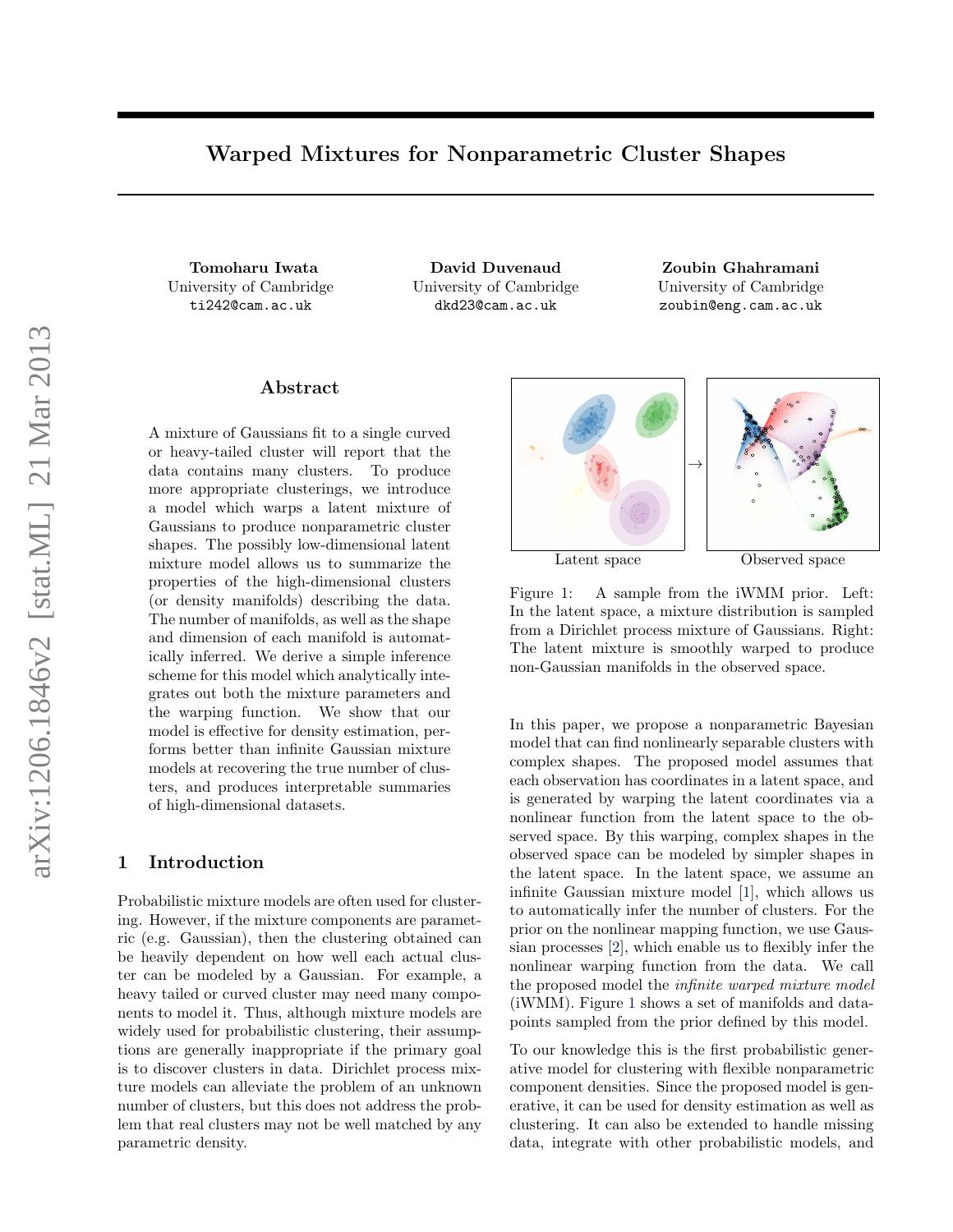# Warped Mixtures for Nonparametric Cluster Shapes

**Tomoharu Iwata**
University of Cambridge
ti242@cam.ac.uk

**David Duvenaud**
University of Cambridge
dkd23@cam.ac.uk

**Zoubin Ghahramani**
University of Cambridge
zoubin@eng.cam.ac.uk

## Abstract

A mixture of Gaussians fit to a single curved or heavy-tailed cluster will report that the data contains many clusters. To produce more appropriate clusterings, we introduce a model which warps a latent mixture of Gaussians to produce nonparametric cluster shapes. The possibly low-dimensional latent mixture model allows us to summarize the properties of the high-dimensional clusters (or density manifolds) describing the data. The number of manifolds, as well as the shape and dimension of each manifold is automatically inferred. We derive a simple inference scheme for this model which analytically integrates out both the mixture parameters and the warping function. We show that our model is effective for density estimation, performs better than infinite Gaussian mixture models at recovering the true number of clusters, and produces interpretable summaries of high-dimensional datasets.

## 1 Introduction

Probabilistic mixture models are often used for clustering. However, if the mixture components are parametric (e.g. Gaussian), then the clustering obtained can be heavily dependent on how well each actual cluster can be modeled by a Gaussian. For example, a heavy tailed or curved cluster may need many components to model it. Thus, although mixture models are widely used for probabilistic clustering, their assumptions are generally inappropriate if the primary goal is to discover clusters in data. Dirichlet process mixture models can alleviate the problem of an unknown number of clusters, but this does not address the problem that real clusters may not be well matched by any parametric density.

Latent space → Observed space

Figure 1: A sample from the iWMM prior. Left: In the latent space, a mixture distribution is sampled from a Dirichlet process mixture of Gaussians. Right: The latent mixture is smoothly warped to produce non-Gaussian manifolds in the observed space.

In this paper, we propose a nonparametric Bayesian model that can find nonlinearly separable clusters with complex shapes. The proposed model assumes that each observation has coordinates in a latent space, and is generated by warping the latent coordinates via a nonlinear function from the latent space to the observed space. By this warping, complex shapes in the observed space can be modeled by simpler shapes in the latent space. In the latent space, we assume an infinite Gaussian mixture model [1], which allows us to automatically infer the number of clusters. For the prior on the nonlinear mapping function, we use Gaussian processes [2], which enable us to flexibly infer the nonlinear warping function from the data. We call the proposed model the *infinite warped mixture model* (iWMM). Figure 1 shows a set of manifolds and datapoints sampled from the prior defined by this model.

To our knowledge this is the first probabilistic generative model for clustering with flexible nonparametric component densities. Since the proposed model is generative, it can be used for density estimation as well as clustering. It can also be extended to handle missing data, integrate with other probabilistic models, and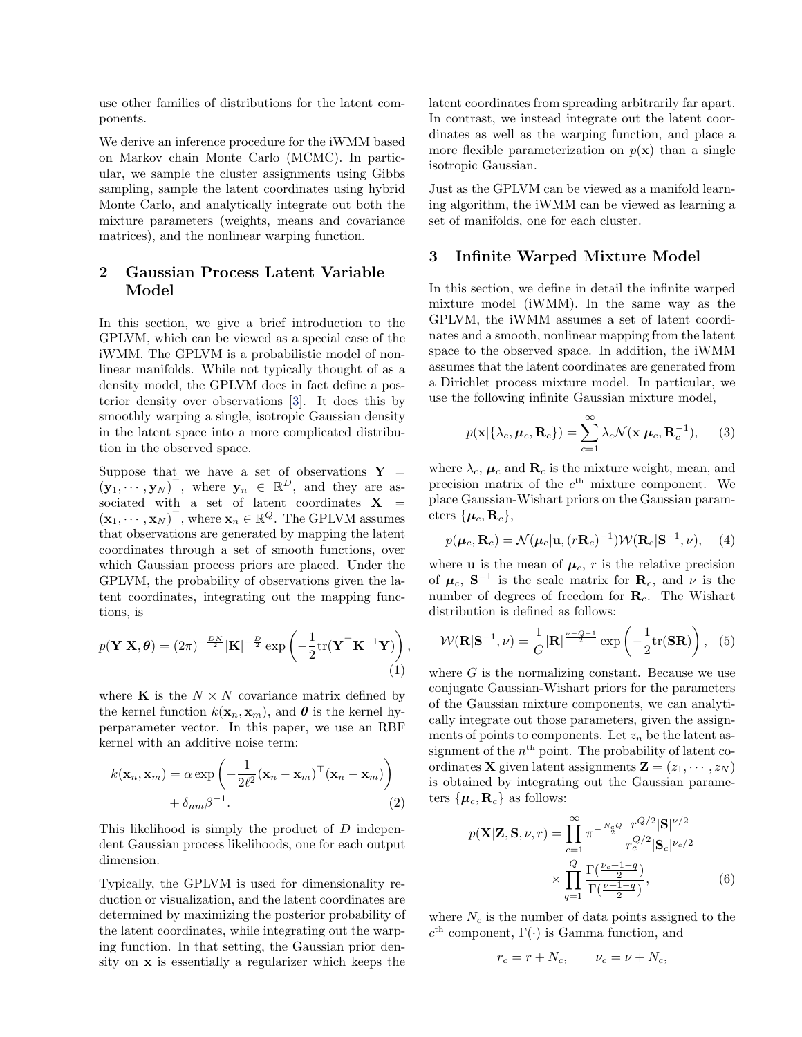use other families of distributions for the latent components.

We derive an inference procedure for the iWMM based on Markov chain Monte Carlo (MCMC). In particular, we sample the cluster assignments using Gibbs sampling, sample the latent coordinates using hybrid Monte Carlo, and analytically integrate out both the mixture parameters (weights, means and covariance matrices), and the nonlinear warping function.

## 2 Gaussian Process Latent Variable Model

In this section, we give a brief introduction to the GPLVM, which can be viewed as a special case of the iWMM. The GPLVM is a probabilistic model of nonlinear manifolds. While not typically thought of as a density model, the GPLVM does in fact define a posterior density over observations [3]. It does this by smoothly warping a single, isotropic Gaussian density in the latent space into a more complicated distribution in the observed space.

Suppose that we have a set of observations $\mathbf{Y} = (\mathbf{y}_1, \cdots, \mathbf{y}_N)^\top$, where $\mathbf{y}_n \in \mathbb{R}^D$, and they are associated with a set of latent coordinates $\mathbf{X} = (\mathbf{x}_1, \cdots, \mathbf{x}_N)^\top$, where $\mathbf{x}_n \in \mathbb{R}^Q$. The GPLVM assumes that observations are generated by mapping the latent coordinates through a set of smooth functions, over which Gaussian process priors are placed. Under the GPLVM, the probability of observations given the latent coordinates, integrating out the mapping functions, is

$$p(\mathbf{Y}|\mathbf{X}, \boldsymbol{\theta}) = (2\pi)^{-\frac{DN}{2}} |\mathbf{K}|^{-\frac{D}{2}} \exp\left(-\frac{1}{2}\mathrm{tr}(\mathbf{Y}^\top \mathbf{K}^{-1} \mathbf{Y})\right), \tag{1}$$

where $\mathbf{K}$ is the $N \times N$ covariance matrix defined by the kernel function $k(\mathbf{x}_n, \mathbf{x}_m)$, and $\boldsymbol{\theta}$ is the kernel hyperparameter vector. In this paper, we use an RBF kernel with an additive noise term:

$$k(\mathbf{x}_n, \mathbf{x}_m) = \alpha \exp\left(-\frac{1}{2\ell^2}(\mathbf{x}_n - \mathbf{x}_m)^\top (\mathbf{x}_n - \mathbf{x}_m)\right) + \delta_{nm}\beta^{-1}. \tag{2}$$

This likelihood is simply the product of $D$ independent Gaussian process likelihoods, one for each output dimension.

Typically, the GPLVM is used for dimensionality reduction or visualization, and the latent coordinates are determined by maximizing the posterior probability of the latent coordinates, while integrating out the warping function. In that setting, the Gaussian prior density on $\mathbf{x}$ is essentially a regularizer which keeps the latent coordinates from spreading arbitrarily far apart. In contrast, we instead integrate out the latent coordinates as well as the warping function, and place a more flexible parameterization on $p(\mathbf{x})$ than a single isotropic Gaussian.

Just as the GPLVM can be viewed as a manifold learning algorithm, the iWMM can be viewed as learning a set of manifolds, one for each cluster.

## 3 Infinite Warped Mixture Model

In this section, we define in detail the infinite warped mixture model (iWMM). In the same way as the GPLVM, the iWMM assumes a set of latent coordinates and a smooth, nonlinear mapping from the latent space to the observed space. In addition, the iWMM assumes that the latent coordinates are generated from a Dirichlet process mixture model. In particular, we use the following infinite Gaussian mixture model,

$$p(\mathbf{x}|\{\lambda_c, \boldsymbol{\mu}_c, \mathbf{R}_c\}) = \sum_{c=1}^{\infty} \lambda_c \mathcal{N}(\mathbf{x}|\boldsymbol{\mu}_c, \mathbf{R}_c^{-1}), \tag{3}$$

where $\lambda_c$, $\boldsymbol{\mu}_c$ and $\mathbf{R}_c$ is the mixture weight, mean, and precision matrix of the $c^{\text{th}}$ mixture component. We place Gaussian-Wishart priors on the Gaussian parameters $\{\boldsymbol{\mu}_c, \mathbf{R}_c\}$,

$$p(\boldsymbol{\mu}_c, \mathbf{R}_c) = \mathcal{N}(\boldsymbol{\mu}_c|\mathbf{u}, (r\mathbf{R}_c)^{-1})\mathcal{W}(\mathbf{R}_c|\mathbf{S}^{-1}, \nu), \tag{4}$$

where $\mathbf{u}$ is the mean of $\boldsymbol{\mu}_c$, $r$ is the relative precision of $\boldsymbol{\mu}_c$, $\mathbf{S}^{-1}$ is the scale matrix for $\mathbf{R}_c$, and $\nu$ is the number of degrees of freedom for $\mathbf{R}_c$. The Wishart distribution is defined as follows:

$$\mathcal{W}(\mathbf{R}|\mathbf{S}^{-1}, \nu) = \frac{1}{G}|\mathbf{R}|^{\frac{\nu - Q - 1}{2}} \exp\left(-\frac{1}{2}\mathrm{tr}(\mathbf{S}\mathbf{R})\right), \tag{5}$$

where $G$ is the normalizing constant. Because we use conjugate Gaussian-Wishart priors for the parameters of the Gaussian mixture components, we can analytically integrate out those parameters, given the assignments of points to components. Let $z_n$ be the latent assignment of the $n^{\text{th}}$ point. The probability of latent coordinates $\mathbf{X}$ given latent assignments $\mathbf{Z} = (z_1, \cdots, z_N)$ is obtained by integrating out the Gaussian parameters $\{\boldsymbol{\mu}_c, \mathbf{R}_c\}$ as follows:

$$p(\mathbf{X}|\mathbf{Z}, \mathbf{S}, \nu, r) = \prod_{c=1}^{\infty} \pi^{-\frac{N_c Q}{2}} \frac{r^{Q/2}|\mathbf{S}|^{\nu/2}}{r_c^{Q/2}|\mathbf{S}_c|^{\nu_c/2}} \times \prod_{q=1}^{Q} \frac{\Gamma(\frac{\nu_c + 1 - q}{2})}{\Gamma(\frac{\nu + 1 - q}{2})}, \tag{6}$$

where $N_c$ is the number of data points assigned to the $c^{\text{th}}$ component, $\Gamma(\cdot)$ is Gamma function, and

$$r_c = r + N_c, \qquad \nu_c = \nu + N_c,$$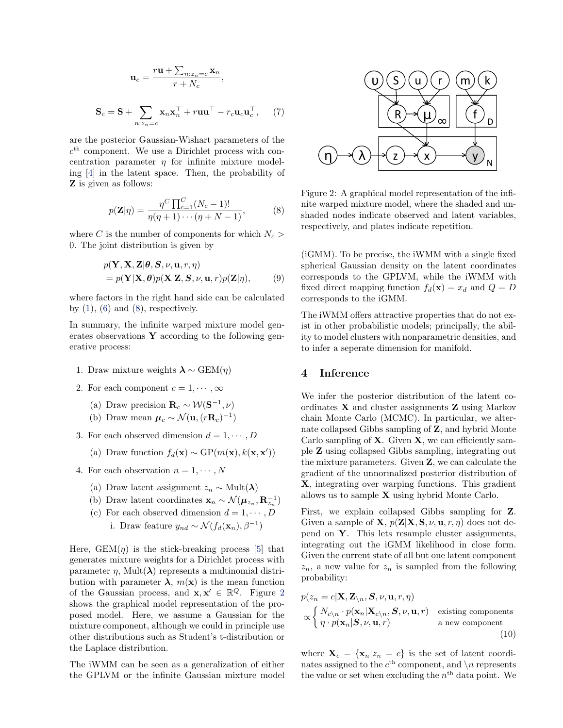$$\mathbf{u}_c = \frac{r\mathbf{u} + \sum_{n:z_n=c} \mathbf{x}_n}{r + N_c},$$

$$\mathbf{S}_c = \mathbf{S} + \sum_{n:z_n=c} \mathbf{x}_n\mathbf{x}_n^\top + r\mathbf{u}\mathbf{u}^\top - r_c\mathbf{u}_c\mathbf{u}_c^\top, \quad (7)$$

are the posterior Gaussian-Wishart parameters of the $c^{\text{th}}$ component. We use a Dirichlet process with concentration parameter $\eta$ for infinite mixture modeling [4] in the latent space. Then, the probability of $\mathbf{Z}$ is given as follows:

$$p(\mathbf{Z}|\eta) = \frac{\eta^C \prod_{c=1}^{C}(N_c - 1)!}{\eta(\eta+1)\cdots(\eta+N-1)}, \quad (8)$$

where $C$ is the number of components for which $N_c > 0$. The joint distribution is given by

$$\begin{aligned} & p(\mathbf{Y}, \mathbf{X}, \mathbf{Z}|\boldsymbol{\theta}, \boldsymbol{S}, \nu, \mathbf{u}, r, \eta) \\ & = p(\mathbf{Y}|\mathbf{X}, \boldsymbol{\theta})p(\mathbf{X}|\mathbf{Z}, \boldsymbol{S}, \nu, \mathbf{u}, r)p(\mathbf{Z}|\eta), \end{aligned} \quad (9)$$

where factors in the right hand side can be calculated by (1), (6) and (8), respectively.

In summary, the infinite warped mixture model generates observations $\mathbf{Y}$ according to the following generative process:

1. Draw mixture weights $\boldsymbol{\lambda} \sim \text{GEM}(\eta)$
2. For each component $c = 1, \cdots, \infty$
   (a) Draw precision $\mathbf{R}_c \sim \mathcal{W}(\mathbf{S}^{-1}, \nu)$
   (b) Draw mean $\boldsymbol{\mu}_c \sim \mathcal{N}(\mathbf{u}, (r\mathbf{R}_c)^{-1})$
3. For each observed dimension $d = 1, \cdots, D$
   (a) Draw function $f_d(\mathbf{x}) \sim \text{GP}(m(\mathbf{x}), k(\mathbf{x}, \mathbf{x}'))$
4. For each observation $n = 1, \cdots, N$
   (a) Draw latent assignment $z_n \sim \text{Mult}(\boldsymbol{\lambda})$
   (b) Draw latent coordinates $\mathbf{x}_n \sim \mathcal{N}(\boldsymbol{\mu}_{z_n}, \mathbf{R}_{z_n}^{-1})$
   (c) For each observed dimension $d = 1, \cdots, D$
      i. Draw feature $y_{nd} \sim \mathcal{N}(f_d(\mathbf{x}_n), \beta^{-1})$

Here, $\text{GEM}(\eta)$ is the stick-breaking process [5] that generates mixture weights for a Dirichlet process with parameter $\eta$, $\text{Mult}(\boldsymbol{\lambda})$ represents a multinomial distribution with parameter $\boldsymbol{\lambda}$, $m(\mathbf{x})$ is the mean function of the Gaussian process, and $\mathbf{x}, \mathbf{x}' \in \mathbb{R}^Q$. Figure 2 shows the graphical model representation of the proposed model. Here, we assume a Gaussian for the mixture component, although we could in principle use other distributions such as Student's t-distribution or the Laplace distribution.

The iWMM can be seen as a generalization of either the GPLVM or the infinite Gaussian mixture model (iGMM). To be precise, the iWMM with a single fixed spherical Gaussian density on the latent coordinates corresponds to the GPLVM, while the iWMM with fixed direct mapping function $f_d(\mathbf{x}) = x_d$ and $Q = D$ corresponds to the iGMM.

Figure 2: A graphical model representation of the infinite warped mixture model, where the shaded and unshaded nodes indicate observed and latent variables, respectively, and plates indicate repetition.

The iWMM offers attractive properties that do not exist in other probabilistic models; principally, the ability to model clusters with nonparametric densities, and to infer a seperate dimension for manifold.

## 4 Inference

We infer the posterior distribution of the latent coordinates $\mathbf{X}$ and cluster assignments $\mathbf{Z}$ using Markov chain Monte Carlo (MCMC). In particular, we alternate collapsed Gibbs sampling of $\mathbf{Z}$, and hybrid Monte Carlo sampling of $\mathbf{X}$. Given $\mathbf{X}$, we can efficiently sample $\mathbf{Z}$ using collapsed Gibbs sampling, integrating out the mixture parameters. Given $\mathbf{Z}$, we can calculate the gradient of the unnormalized posterior distribution of $\mathbf{X}$, integrating over warping functions. This gradient allows us to sample $\mathbf{X}$ using hybrid Monte Carlo.

First, we explain collapsed Gibbs sampling for $\mathbf{Z}$. Given a sample of $\mathbf{X}$, $p(\mathbf{Z}|\mathbf{X}, \mathbf{S}, \nu, \mathbf{u}, r, \eta)$ does not depend on $\mathbf{Y}$. This lets resample cluster assignments, integrating out the iGMM likelihood in close form. Given the current state of all but one latent component $z_n$, a new value for $z_n$ is sampled from the following probability:

$$p(z_n = c|\mathbf{X}, \mathbf{Z}_{\setminus n}, \boldsymbol{S}, \nu, \mathbf{u}, r, \eta) \propto \begin{cases} N_{c\setminus n} \cdot p(\mathbf{x}_n|\mathbf{X}_{c\setminus n}, \boldsymbol{S}, \nu, \mathbf{u}, r) & \text{existing components} \\ \eta \cdot p(\mathbf{x}_n|\boldsymbol{S}, \nu, \mathbf{u}, r) & \text{a new component} \end{cases} \quad (10)$$

where $\mathbf{X}_c = \{\mathbf{x}_n | z_n = c\}$ is the set of latent coordinates assigned to the $c^{\text{th}}$ component, and $\setminus n$ represents the value or set when excluding the $n^{\text{th}}$ data point. We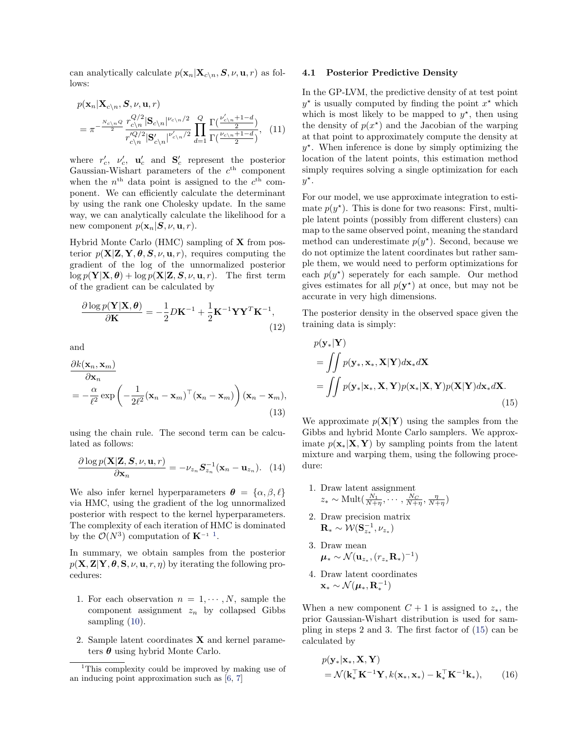can analytically calculate $p(\mathbf{x}_n|\mathbf{X}_{c\backslash n}, \boldsymbol{S}, \nu, \mathbf{u}, r)$ as follows:

$$
\begin{aligned}
&p(\mathbf{x}_n|\mathbf{X}_{c\backslash n}, \boldsymbol{S}, \nu, \mathbf{u}, r) \\
&= \pi^{-\frac{N_{c\backslash n}Q}{2}} \frac{r_{c\backslash n}^{Q/2}|\mathbf{S}_{c\backslash n}|^{\nu_{c\backslash n}/2}}{r'^{Q/2}_{c\backslash n}|\mathbf{S}'_{c\backslash n}|^{\nu'_{c\backslash n}/2}} \prod_{d=1}^{Q} \frac{\Gamma(\frac{\nu'_{c\backslash n}+1-d}{2})}{\Gamma(\frac{\nu_{c\backslash n}+1-d}{2})}, \quad (11)
\end{aligned}
$$

where $r'_c$, $\nu'_c$, $\mathbf{u}'_c$ and $\mathbf{S}'_c$ represent the posterior Gaussian-Wishart parameters of the $c^{\text{th}}$ component when the $n^{\text{th}}$ data point is assigned to the $c^{\text{th}}$ component. We can efficiently calculate the determinant by using the rank one Cholesky update. In the same way, we can analytically calculate the likelihood for a new component $p(\mathbf{x}_n|\boldsymbol{S}, \nu, \mathbf{u}, r)$.

Hybrid Monte Carlo (HMC) sampling of $\mathbf{X}$ from posterior $p(\mathbf{X}|\mathbf{Z}, \mathbf{Y}, \boldsymbol{\theta}, \boldsymbol{S}, \nu, \mathbf{u}, r)$, requires computing the gradient of the log of the unnormalized posterior $\log p(\mathbf{Y}|\mathbf{X}, \boldsymbol{\theta}) + \log p(\mathbf{X}|\mathbf{Z}, \boldsymbol{S}, \nu, \mathbf{u}, r)$. The first term of the gradient can be calculated by

$$
\frac{\partial \log p(\mathbf{Y}|\mathbf{X}, \boldsymbol{\theta})}{\partial \mathbf{K}} = -\frac{1}{2}D\mathbf{K}^{-1} + \frac{1}{2}\mathbf{K}^{-1}\mathbf{Y}\mathbf{Y}^T\mathbf{K}^{-1}, \quad (12)
$$

and

$$
\begin{aligned}
&\frac{\partial k(\mathbf{x}_n, \mathbf{x}_m)}{\partial \mathbf{x}_n} \\
&= -\frac{\alpha}{\ell^2} \exp\left(-\frac{1}{2\ell^2}(\mathbf{x}_n - \mathbf{x}_m)^\top(\mathbf{x}_n - \mathbf{x}_m)\right)(\mathbf{x}_n - \mathbf{x}_m), \quad (13)
\end{aligned}
$$

using the chain rule. The second term can be calculated as follows:

$$
\frac{\partial \log p(\mathbf{X}|\mathbf{Z}, \boldsymbol{S}, \nu, \mathbf{u}, r)}{\partial \mathbf{x}_n} = -\nu_{z_n}\boldsymbol{S}_{z_n}^{-1}(\mathbf{x}_n - \mathbf{u}_{z_n}). \quad (14)
$$

We also infer kernel hyperparameters $\boldsymbol{\theta} = \{\alpha, \beta, \ell\}$ via HMC, using the gradient of the log unnormalized posterior with respect to the kernel hyperparameters. The complexity of each iteration of HMC is dominated by the $\mathcal{O}(N^3)$ computation of $\mathbf{K}^{-1}$ [1].

In summary, we obtain samples from the posterior $p(\mathbf{X}, \mathbf{Z}|\mathbf{Y}, \boldsymbol{\theta}, \mathbf{S}, \nu, \mathbf{u}, r, \eta)$ by iterating the following procedures:

1. For each observation $n = 1, \cdots, N$, sample the component assignment $z_n$ by collapsed Gibbs sampling (10).
2. Sample latent coordinates $\mathbf{X}$ and kernel parameters $\boldsymbol{\theta}$ using hybrid Monte Carlo.

[1] This complexity could be improved by making use of an inducing point approximation such as [6, 7]

### 4.1 Posterior Predictive Density

In the GP-LVM, the predictive density of at test point $y^\star$ is usually computed by finding the point $x^\star$ which which is most likely to be mapped to $y^\star$, then using the density of $p(x^\star)$ and the Jacobian of the warping at that point to approximately compute the density at $y^\star$. When inference is done by simply optimizing the location of the latent points, this estimation method simply requires solving a single optimization for each $y^\star$.

For our model, we use approximate integration to estimate $p(y^\star)$. This is done for two reasons: First, multiple latent points (possibly from different clusters) can map to the same observed point, meaning the standard method can underestimate $p(y^\star)$. Second, because we do not optimize the latent coordinates but rather sample them, we would need to perform optimizations for each $p(y^\star)$ seperately for each sample. Our method gives estimates for all $p(\mathbf{y}^\star)$ at once, but may not be accurate in very high dimensions.

The posterior density in the observed space given the training data is simply:

$$
\begin{aligned}
&p(\mathbf{y}_*|\mathbf{Y}) \\
&= \iint p(\mathbf{y}_*, \mathbf{x}_*, \mathbf{X}|\mathbf{Y})d\mathbf{x}_*d\mathbf{X} \\
&= \iint p(\mathbf{y}_*|\mathbf{x}_*, \mathbf{X}, \mathbf{Y})p(\mathbf{x}_*|\mathbf{X}, \mathbf{Y})p(\mathbf{X}|\mathbf{Y})d\mathbf{x}_*d\mathbf{X}. \quad (15)
\end{aligned}
$$

We approximate $p(\mathbf{X}|\mathbf{Y})$ using the samples from the Gibbs and hybrid Monte Carlo samplers. We approximate $p(\mathbf{x}_*|\mathbf{X}, \mathbf{Y})$ by sampling points from the latent mixture and warping them, using the following procedure:

1. Draw latent assignment
   $z_* \sim \text{Mult}(\frac{N_1}{N+\eta}, \cdots, \frac{N_C}{N+\eta}, \frac{\eta}{N+\eta})$
2. Draw precision matrix
   $\mathbf{R}_* \sim \mathcal{W}(\mathbf{S}_{z_*}^{-1}, \nu_{z_*})$
3. Draw mean
   $\boldsymbol{\mu}_* \sim \mathcal{N}(\mathbf{u}_{z_*}, (r_{z_*}\mathbf{R}_*)^{-1})$
4. Draw latent coordinates
   $\mathbf{x}_* \sim \mathcal{N}(\boldsymbol{\mu}_*, \mathbf{R}_*^{-1})$

When a new component $C + 1$ is assigned to $z_*$, the prior Gaussian-Wishart distribution is used for sampling in steps 2 and 3. The first factor of (15) can be calculated by

$$
\begin{aligned}
&p(\mathbf{y}_*|\mathbf{x}_*, \mathbf{X}, \mathbf{Y}) \\
&= \mathcal{N}(\mathbf{k}_*^\top\mathbf{K}^{-1}\mathbf{Y}, k(\mathbf{x}_*, \mathbf{x}_*) - \mathbf{k}_*^\top\mathbf{K}^{-1}\mathbf{k}_*), \quad (16)
\end{aligned}
$$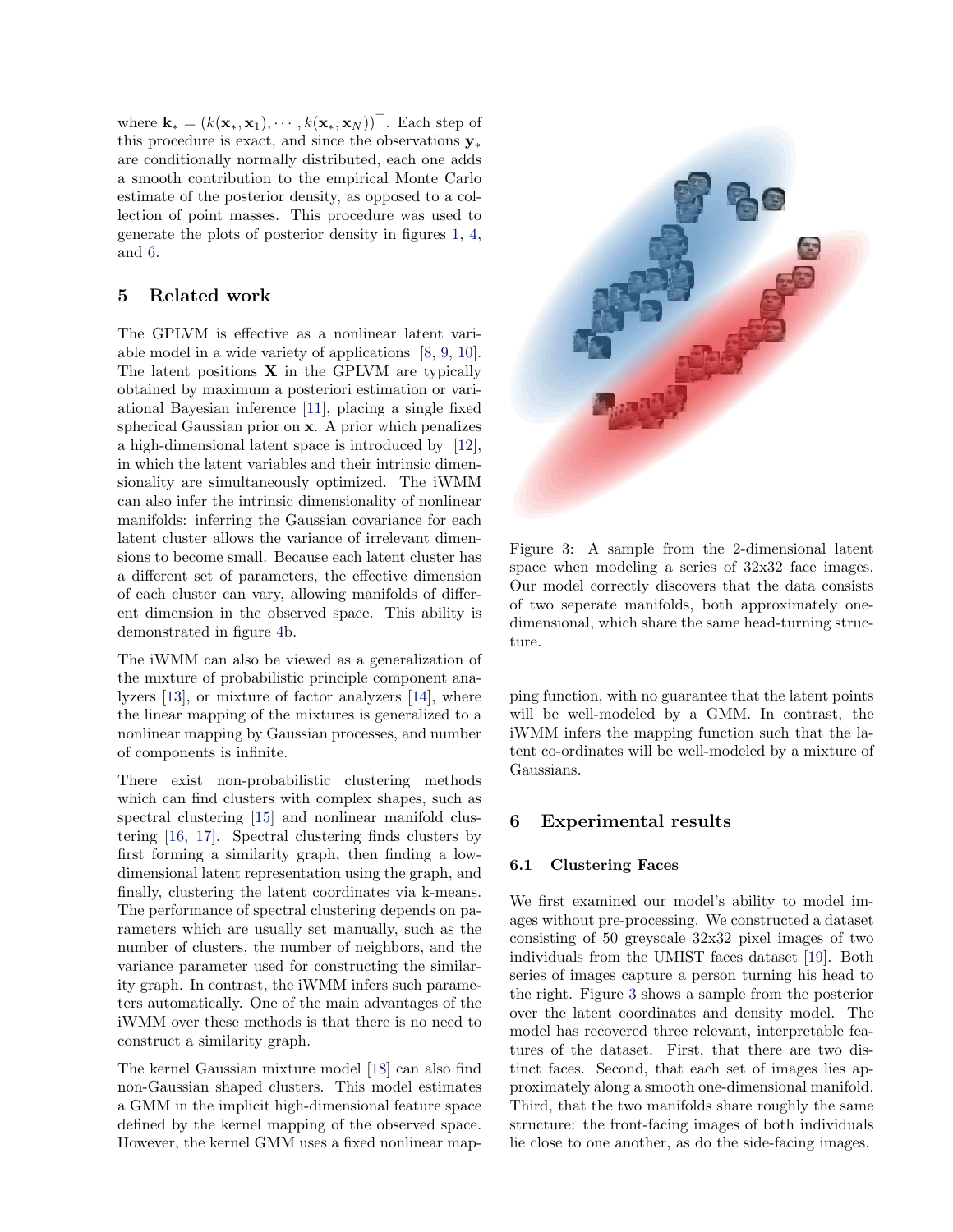where $\mathbf{k}_* = (k(\mathbf{x}_*, \mathbf{x}_1), \cdots, k(\mathbf{x}_*, \mathbf{x}_N))^\top$. Each step of this procedure is exact, and since the observations $\mathbf{y}_*$ are conditionally normally distributed, each one adds a smooth contribution to the empirical Monte Carlo estimate of the posterior density, as opposed to a collection of point masses. This procedure was used to generate the plots of posterior density in figures 1, 4, and 6.

## 5 Related work

The GPLVM is effective as a nonlinear latent variable model in a wide variety of applications [8, 9, 10]. The latent positions $\mathbf{X}$ in the GPLVM are typically obtained by maximum a posteriori estimation or variational Bayesian inference [11], placing a single fixed spherical Gaussian prior on $\mathbf{x}$. A prior which penalizes a high-dimensional latent space is introduced by [12], in which the latent variables and their intrinsic dimensionality are simultaneously optimized. The iWMM can also infer the intrinsic dimensionality of nonlinear manifolds: inferring the Gaussian covariance for each latent cluster allows the variance of irrelevant dimensions to become small. Because each latent cluster has a different set of parameters, the effective dimension of each cluster can vary, allowing manifolds of different dimension in the observed space. This ability is demonstrated in figure 4b.

The iWMM can also be viewed as a generalization of the mixture of probabilistic principle component analyzers [13], or mixture of factor analyzers [14], where the linear mapping of the mixtures is generalized to a nonlinear mapping by Gaussian processes, and number of components is infinite.

There exist non-probabilistic clustering methods which can find clusters with complex shapes, such as spectral clustering [15] and nonlinear manifold clustering [16, 17]. Spectral clustering finds clusters by first forming a similarity graph, then finding a low-dimensional latent representation using the graph, and finally, clustering the latent coordinates via k-means. The performance of spectral clustering depends on parameters which are usually set manually, such as the number of clusters, the number of neighbors, and the variance parameter used for constructing the similarity graph. In contrast, the iWMM infers such parameters automatically. One of the main advantages of the iWMM over these methods is that there is no need to construct a similarity graph.

The kernel Gaussian mixture model [18] can also find non-Gaussian shaped clusters. This model estimates a GMM in the implicit high-dimensional feature space defined by the kernel mapping of the observed space. However, the kernel GMM uses a fixed nonlinear mapping function, with no guarantee that the latent points will be well-modeled by a GMM. In contrast, the iWMM infers the mapping function such that the latent co-ordinates will be well-modeled by a mixture of Gaussians.

Figure 3: A sample from the 2-dimensional latent space when modeling a series of 32x32 face images. Our model correctly discovers that the data consists of two seperate manifolds, both approximately one-dimensional, which share the same head-turning structure.

## 6 Experimental results

### 6.1 Clustering Faces

We first examined our model's ability to model images without pre-processing. We constructed a dataset consisting of 50 greyscale 32x32 pixel images of two individuals from the UMIST faces dataset [19]. Both series of images capture a person turning his head to the right. Figure 3 shows a sample from the posterior over the latent coordinates and density model. The model has recovered three relevant, interpretable features of the dataset. First, that there are two distinct faces. Second, that each set of images lies approximately along a smooth one-dimensional manifold. Third, that the two manifolds share roughly the same structure: the front-facing images of both individuals lie close to one another, as do the side-facing images.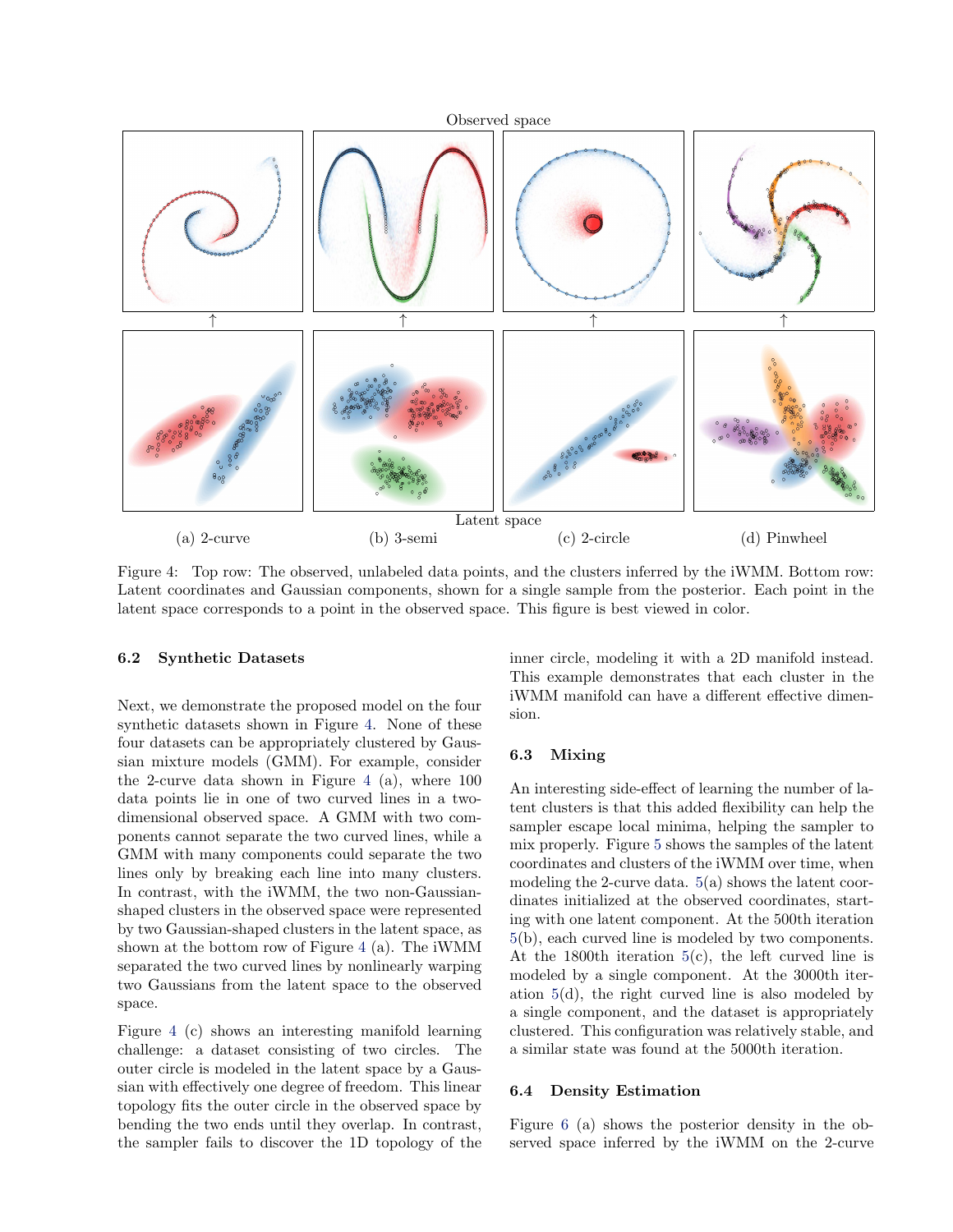Observed space

Latent space

(a) 2-curve (b) 3-semi (c) 2-circle (d) Pinwheel

Figure 4: Top row: The observed, unlabeled data points, and the clusters inferred by the iWMM. Bottom row: Latent coordinates and Gaussian components, shown for a single sample from the posterior. Each point in the latent space corresponds to a point in the observed space. This figure is best viewed in color.

### 6.2 Synthetic Datasets

Next, we demonstrate the proposed model on the four synthetic datasets shown in Figure 4. None of these four datasets can be appropriately clustered by Gaussian mixture models (GMM). For example, consider the 2-curve data shown in Figure 4 (a), where 100 data points lie in one of two curved lines in a two-dimensional observed space. A GMM with two components cannot separate the two curved lines, while a GMM with many components could separate the two lines only by breaking each line into many clusters. In contrast, with the iWMM, the two non-Gaussian-shaped clusters in the observed space were represented by two Gaussian-shaped clusters in the latent space, as shown at the bottom row of Figure 4 (a). The iWMM separated the two curved lines by nonlinearly warping two Gaussians from the latent space to the observed space.

Figure 4 (c) shows an interesting manifold learning challenge: a dataset consisting of two circles. The outer circle is modeled in the latent space by a Gaussian with effectively one degree of freedom. This linear topology fits the outer circle in the observed space by bending the two ends until they overlap. In contrast, the sampler fails to discover the 1D topology of the inner circle, modeling it with a 2D manifold instead. This example demonstrates that each cluster in the iWMM manifold can have a different effective dimension.

### 6.3 Mixing

An interesting side-effect of learning the number of latent clusters is that this added flexibility can help the sampler escape local minima, helping the sampler to mix properly. Figure 5 shows the samples of the latent coordinates and clusters of the iWMM over time, when modeling the 2-curve data. 5(a) shows the latent coordinates initialized at the observed coordinates, starting with one latent component. At the 500th iteration 5(b), each curved line is modeled by two components. At the 1800th iteration 5(c), the left curved line is modeled by a single component. At the 3000th iteration 5(d), the right curved line is also modeled by a single component, and the dataset is appropriately clustered. This configuration was relatively stable, and a similar state was found at the 5000th iteration.

### 6.4 Density Estimation

Figure 6 (a) shows the posterior density in the observed space inferred by the iWMM on the 2-curve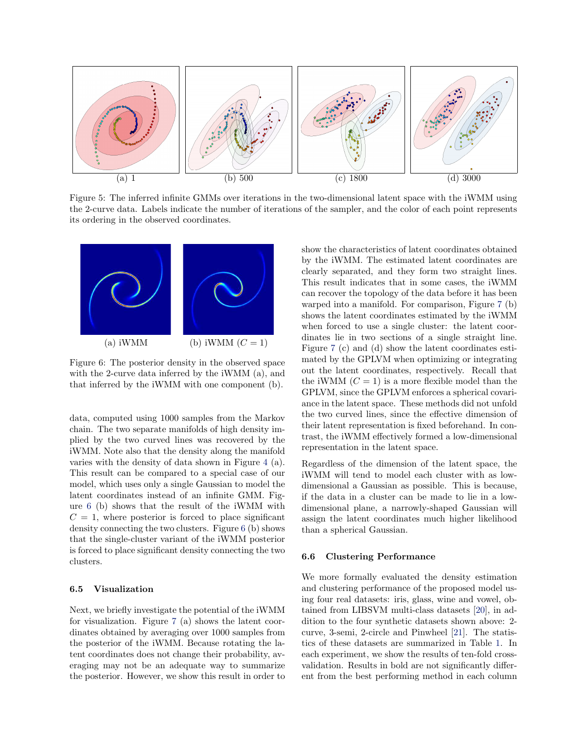(a) 1 (b) 500 (c) 1800 (d) 3000

Figure 5: The inferred infinite GMMs over iterations in the two-dimensional latent space with the iWMM using the 2-curve data. Labels indicate the number of iterations of the sampler, and the color of each point represents its ordering in the observed coordinates.

(a) iWMM (b) iWMM ($C = 1$)

Figure 6: The posterior density in the observed space with the 2-curve data inferred by the iWMM (a), and that inferred by the iWMM with one component (b).

data, computed using 1000 samples from the Markov chain. The two separate manifolds of high density implied by the two curved lines was recovered by the iWMM. Note also that the density along the manifold varies with the density of data shown in Figure 4 (a). This result can be compared to a special case of our model, which uses only a single Gaussian to model the latent coordinates instead of an infinite GMM. Figure 6 (b) shows that the result of the iWMM with $C = 1$, where posterior is forced to place significant density connecting the two clusters. Figure 6 (b) shows that the single-cluster variant of the iWMM posterior is forced to place significant density connecting the two clusters.

### 6.5 Visualization

Next, we briefly investigate the potential of the iWMM for visualization. Figure 7 (a) shows the latent coordinates obtained by averaging over 1000 samples from the posterior of the iWMM. Because rotating the latent coordinates does not change their probability, averaging may not be an adequate way to summarize the posterior. However, we show this result in order to show the characteristics of latent coordinates obtained by the iWMM. The estimated latent coordinates are clearly separated, and they form two straight lines. This result indicates that in some cases, the iWMM can recover the topology of the data before it has been warped into a manifold. For comparison, Figure 7 (b) shows the latent coordinates estimated by the iWMM when forced to use a single cluster: the latent coordinates lie in two sections of a single straight line. Figure 7 (c) and (d) show the latent coordinates estimated by the GPLVM when optimizing or integrating out the latent coordinates, respectively. Recall that the iWMM ($C = 1$) is a more flexible model than the GPLVM, since the GPLVM enforces a spherical covariance in the latent space. These methods did not unfold the two curved lines, since the effective dimension of their latent representation is fixed beforehand. In contrast, the iWMM effectively formed a low-dimensional representation in the latent space.

Regardless of the dimension of the latent space, the iWMM will tend to model each cluster with as low-dimensional a Gaussian as possible. This is because, if the data in a cluster can be made to lie in a low-dimensional plane, a narrowly-shaped Gaussian will assign the latent coordinates much higher likelihood than a spherical Gaussian.

### 6.6 Clustering Performance

We more formally evaluated the density estimation and clustering performance of the proposed model using four real datasets: iris, glass, wine and vowel, obtained from LIBSVM multi-class datasets [20], in addition to the four synthetic datasets shown above: 2-curve, 3-semi, 2-circle and Pinwheel [21]. The statistics of these datasets are summarized in Table 1. In each experiment, we show the results of ten-fold cross-validation. Results in bold are not significantly different from the best performing method in each column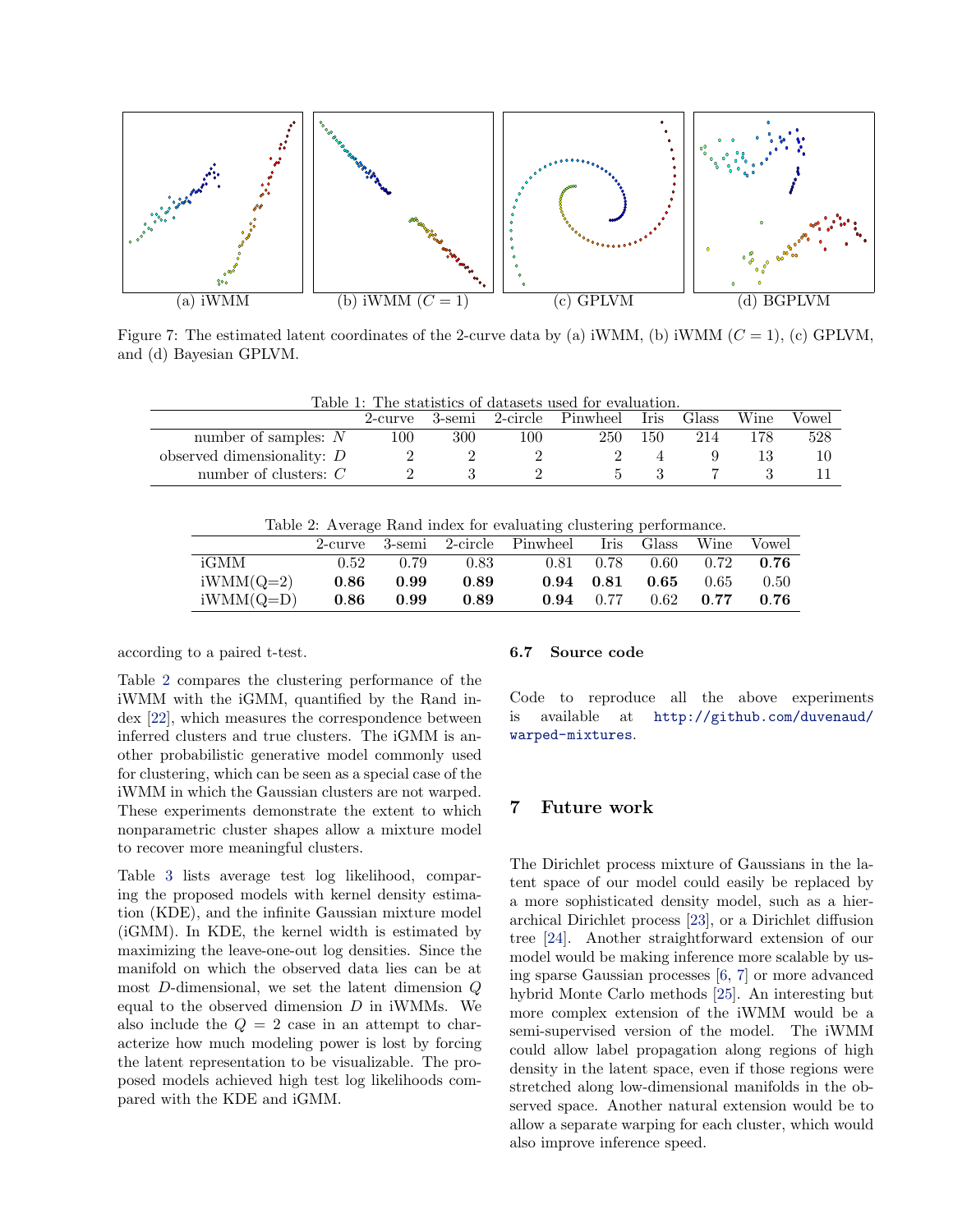(a) iWMM (b) iWMM ($C = 1$) (c) GPLVM (d) BGPLVM

Figure 7: The estimated latent coordinates of the 2-curve data by (a) iWMM, (b) iWMM ($C = 1$), (c) GPLVM, and (d) Bayesian GPLVM.

Table 1: The statistics of datasets used for evaluation.

| | 2-curve | 3-semi | 2-circle | Pinwheel | Iris | Glass | Wine | Vowel |
|---|---|---|---|---|---|---|---|---|
| number of samples: $N$ | 100 | 300 | 100 | 250 | 150 | 214 | 178 | 528 |
| observed dimensionality: $D$ | 2 | 2 | 2 | 2 | 4 | 9 | 13 | 10 |
| number of clusters: $C$ | 2 | 3 | 2 | 5 | 3 | 7 | 3 | 11 |

Table 2: Average Rand index for evaluating clustering performance.

| | 2-curve | 3-semi | 2-circle | Pinwheel | Iris | Glass | Wine | Vowel |
|---|---|---|---|---|---|---|---|---|
| iGMM | 0.52 | 0.79 | 0.83 | 0.81 | 0.78 | 0.60 | 0.72 | **0.76** |
| iWMM(Q=2) | **0.86** | **0.99** | **0.89** | **0.94** | **0.81** | **0.65** | 0.65 | 0.50 |
| iWMM(Q=D) | **0.86** | **0.99** | **0.89** | **0.94** | 0.77 | 0.62 | **0.77** | **0.76** |

according to a paired t-test.

Table 2 compares the clustering performance of the iWMM with the iGMM, quantified by the Rand index [22], which measures the correspondence between inferred clusters and true clusters. The iGMM is another probabilistic generative model commonly used for clustering, which can be seen as a special case of the iWMM in which the Gaussian clusters are not warped. These experiments demonstrate the extent to which nonparametric cluster shapes allow a mixture model to recover more meaningful clusters.

Table 3 lists average test log likelihood, comparing the proposed models with kernel density estimation (KDE), and the infinite Gaussian mixture model (iGMM). In KDE, the kernel width is estimated by maximizing the leave-one-out log densities. Since the manifold on which the observed data lies can be at most $D$-dimensional, we set the latent dimension $Q$ equal to the observed dimension $D$ in iWMMs. We also include the $Q = 2$ case in an attempt to characterize how much modeling power is lost by forcing the latent representation to be visualizable. The proposed models achieved high test log likelihoods compared with the KDE and iGMM.

### 6.7 Source code

Code to reproduce all the above experiments is available at http://github.com/duvenaud/warped-mixtures.

## 7 Future work

The Dirichlet process mixture of Gaussians in the latent space of our model could easily be replaced by a more sophisticated density model, such as a hierarchical Dirichlet process [23], or a Dirichlet diffusion tree [24]. Another straightforward extension of our model would be making inference more scalable by using sparse Gaussian processes [6, 7] or more advanced hybrid Monte Carlo methods [25]. An interesting but more complex extension of the iWMM would be a semi-supervised version of the model. The iWMM could allow label propagation along regions of high density in the latent space, even if those regions were stretched along low-dimensional manifolds in the observed space. Another natural extension would be to allow a separate warping for each cluster, which would also improve inference speed.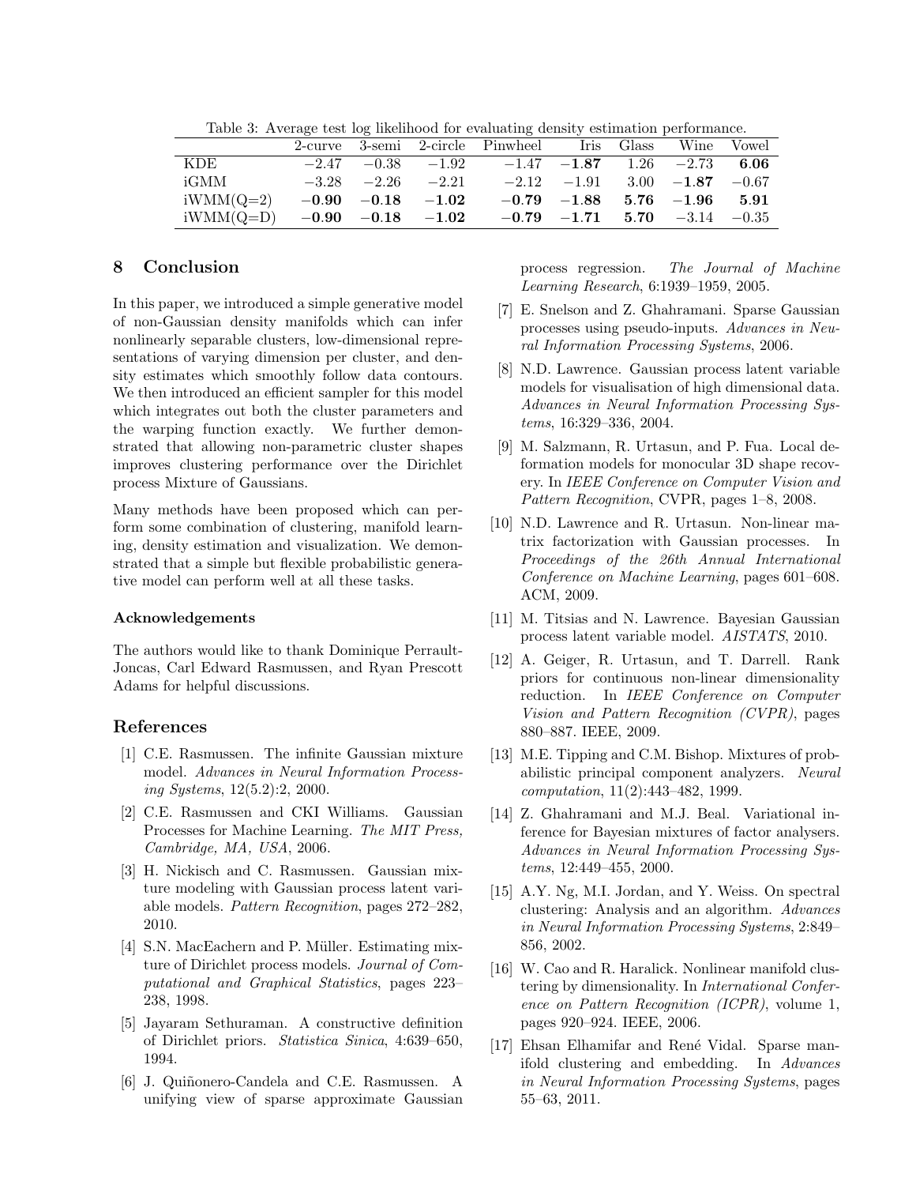Table 3: Average test log likelihood for evaluating density estimation performance.

| | 2-curve | 3-semi | 2-circle | Pinwheel | Iris | Glass | Wine | Vowel |
|---|---|---|---|---|---|---|---|---|
| KDE | $-2.47$ | $-0.38$ | $-1.92$ | $-1.47$ | $\mathbf{-1.87}$ | $1.26$ | $-2.73$ | $\mathbf{6.06}$ |
| iGMM | $-3.28$ | $-2.26$ | $-2.21$ | $-2.12$ | $-1.91$ | $3.00$ | $\mathbf{-1.87}$ | $-0.67$ |
| iWMM(Q=2) | $\mathbf{-0.90}$ | $\mathbf{-0.18}$ | $\mathbf{-1.02}$ | $\mathbf{-0.79}$ | $\mathbf{-1.88}$ | $\mathbf{5.76}$ | $\mathbf{-1.96}$ | $\mathbf{5.91}$ |
| iWMM(Q=D) | $\mathbf{-0.90}$ | $\mathbf{-0.18}$ | $\mathbf{-1.02}$ | $\mathbf{-0.79}$ | $\mathbf{-1.71}$ | $\mathbf{5.70}$ | $-3.14$ | $-0.35$ |

## 8 Conclusion

In this paper, we introduced a simple generative model of non-Gaussian density manifolds which can infer nonlinearly separable clusters, low-dimensional representations of varying dimension per cluster, and density estimates which smoothly follow data contours. We then introduced an efficient sampler for this model which integrates out both the cluster parameters and the warping function exactly. We further demonstrated that allowing non-parametric cluster shapes improves clustering performance over the Dirichlet process Mixture of Gaussians.

Many methods have been proposed which can perform some combination of clustering, manifold learning, density estimation and visualization. We demonstrated that a simple but flexible probabilistic generative model can perform well at all these tasks.

### Acknowledgements

The authors would like to thank Dominique Perrault-Joncas, Carl Edward Rasmussen, and Ryan Prescott Adams for helpful discussions.

## References

[1] C.E. Rasmussen. The infinite Gaussian mixture model. *Advances in Neural Information Processing Systems*, 12(5.2):2, 2000.

[2] C.E. Rasmussen and CKI Williams. Gaussian Processes for Machine Learning. *The MIT Press, Cambridge, MA, USA*, 2006.

[3] H. Nickisch and C. Rasmussen. Gaussian mixture modeling with Gaussian process latent variable models. *Pattern Recognition*, pages 272–282, 2010.

[4] S.N. MacEachern and P. Müller. Estimating mixture of Dirichlet process models. *Journal of Computational and Graphical Statistics*, pages 223–238, 1998.

[5] Jayaram Sethuraman. A constructive definition of Dirichlet priors. *Statistica Sinica*, 4:639–650, 1994.

[6] J. Quiñonero-Candela and C.E. Rasmussen. A unifying view of sparse approximate Gaussian process regression. *The Journal of Machine Learning Research*, 6:1939–1959, 2005.

[7] E. Snelson and Z. Ghahramani. Sparse Gaussian processes using pseudo-inputs. *Advances in Neural Information Processing Systems*, 2006.

[8] N.D. Lawrence. Gaussian process latent variable models for visualisation of high dimensional data. *Advances in Neural Information Processing Systems*, 16:329–336, 2004.

[9] M. Salzmann, R. Urtasun, and P. Fua. Local deformation models for monocular 3D shape recovery. In *IEEE Conference on Computer Vision and Pattern Recognition*, CVPR, pages 1–8, 2008.

[10] N.D. Lawrence and R. Urtasun. Non-linear matrix factorization with Gaussian processes. In *Proceedings of the 26th Annual International Conference on Machine Learning*, pages 601–608. ACM, 2009.

[11] M. Titsias and N. Lawrence. Bayesian Gaussian process latent variable model. *AISTATS*, 2010.

[12] A. Geiger, R. Urtasun, and T. Darrell. Rank priors for continuous non-linear dimensionality reduction. In *IEEE Conference on Computer Vision and Pattern Recognition (CVPR)*, pages 880–887. IEEE, 2009.

[13] M.E. Tipping and C.M. Bishop. Mixtures of probabilistic principal component analyzers. *Neural computation*, 11(2):443–482, 1999.

[14] Z. Ghahramani and M.J. Beal. Variational inference for Bayesian mixtures of factor analysers. *Advances in Neural Information Processing Systems*, 12:449–455, 2000.

[15] A.Y. Ng, M.I. Jordan, and Y. Weiss. On spectral clustering: Analysis and an algorithm. *Advances in Neural Information Processing Systems*, 2:849–856, 2002.

[16] W. Cao and R. Haralick. Nonlinear manifold clustering by dimensionality. In *International Conference on Pattern Recognition (ICPR)*, volume 1, pages 920–924. IEEE, 2006.

[17] Ehsan Elhamifar and René Vidal. Sparse manifold clustering and embedding. In *Advances in Neural Information Processing Systems*, pages 55–63, 2011.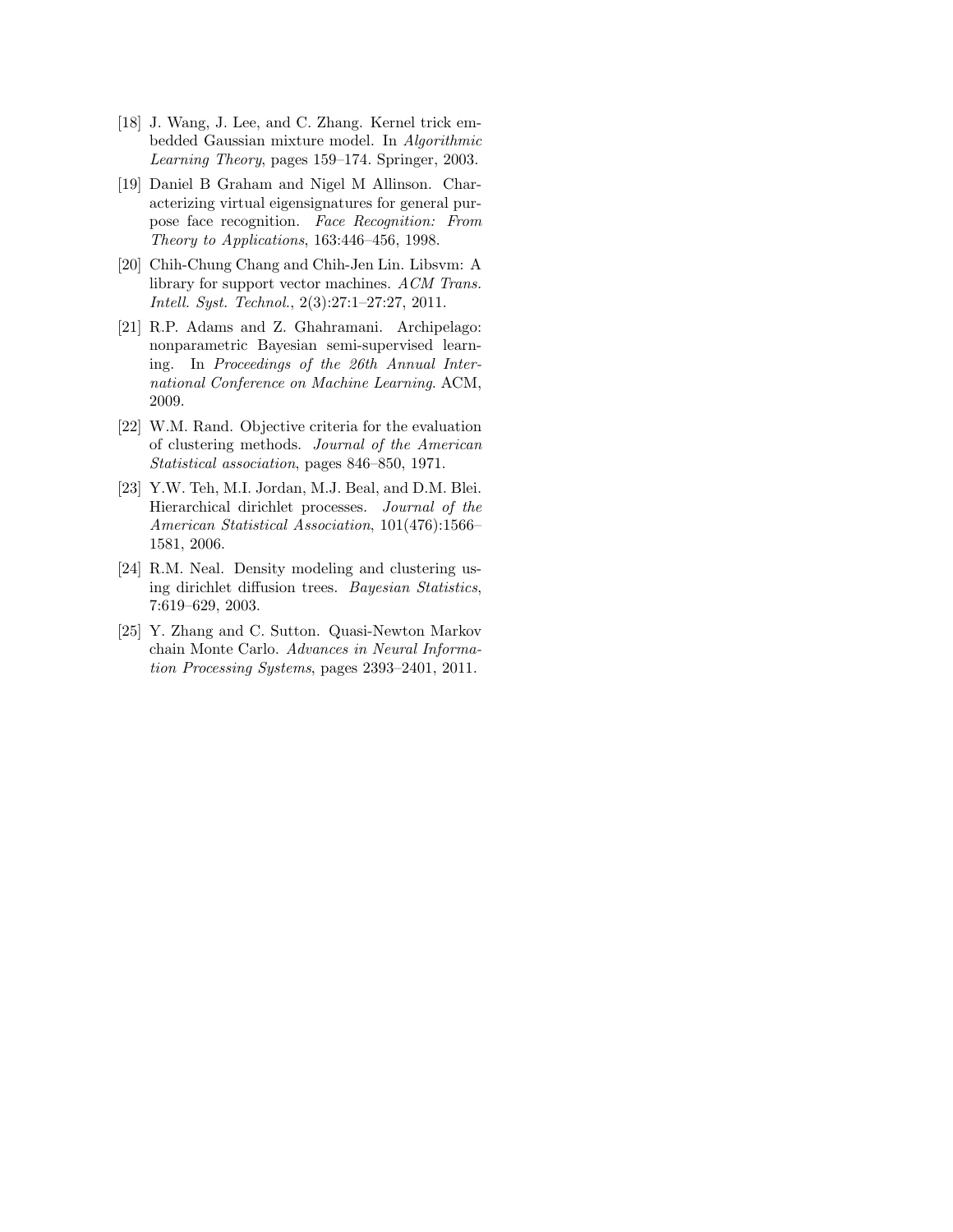[18] J. Wang, J. Lee, and C. Zhang. Kernel trick embedded Gaussian mixture model. In *Algorithmic Learning Theory*, pages 159–174. Springer, 2003.

[19] Daniel B Graham and Nigel M Allinson. Characterizing virtual eigensignatures for general purpose face recognition. *Face Recognition: From Theory to Applications*, 163:446–456, 1998.

[20] Chih-Chung Chang and Chih-Jen Lin. Libsvm: A library for support vector machines. *ACM Trans. Intell. Syst. Technol.*, 2(3):27:1–27:27, 2011.

[21] R.P. Adams and Z. Ghahramani. Archipelago: nonparametric Bayesian semi-supervised learning. In *Proceedings of the 26th Annual International Conference on Machine Learning*. ACM, 2009.

[22] W.M. Rand. Objective criteria for the evaluation of clustering methods. *Journal of the American Statistical association*, pages 846–850, 1971.

[23] Y.W. Teh, M.I. Jordan, M.J. Beal, and D.M. Blei. Hierarchical dirichlet processes. *Journal of the American Statistical Association*, 101(476):1566–1581, 2006.

[24] R.M. Neal. Density modeling and clustering using dirichlet diffusion trees. *Bayesian Statistics*, 7:619–629, 2003.

[25] Y. Zhang and C. Sutton. Quasi-Newton Markov chain Monte Carlo. *Advances in Neural Information Processing Systems*, pages 2393–2401, 2011.